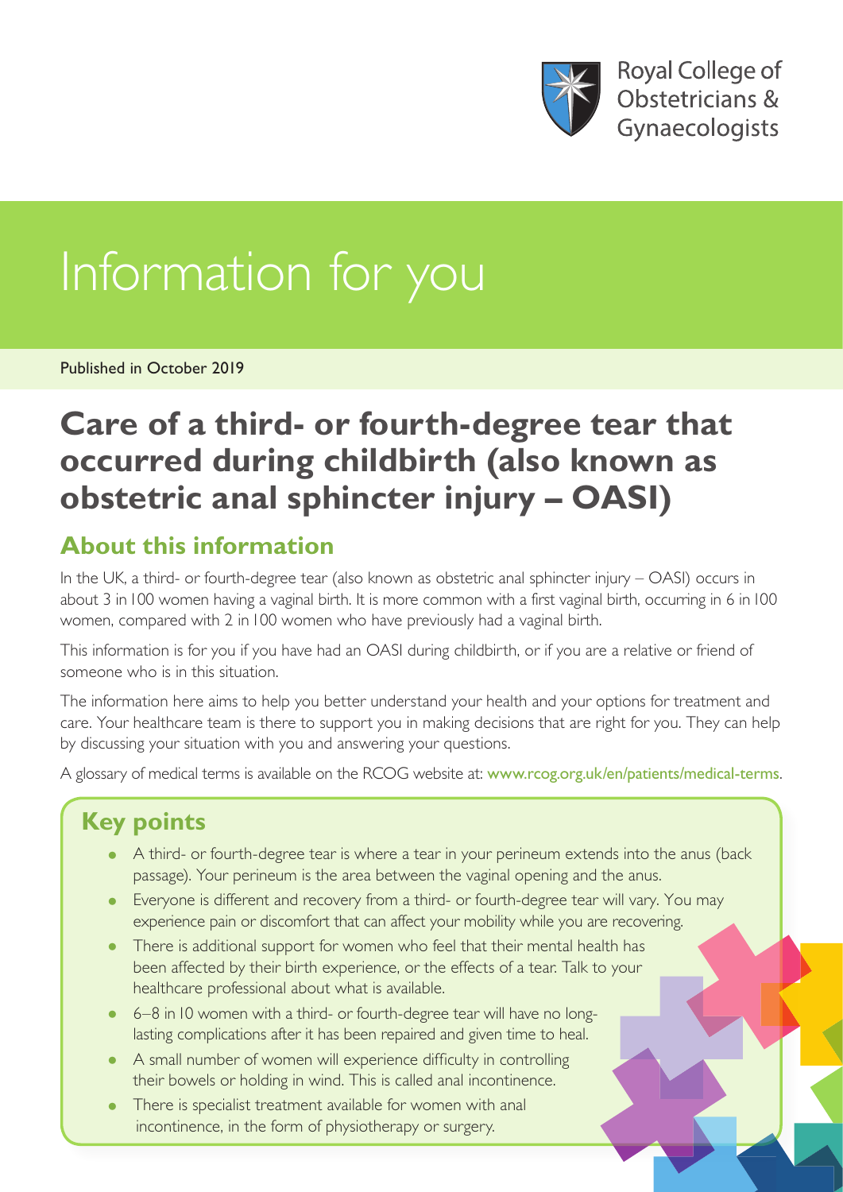Royal College of Obstetricians & Gynaecologists

# Information for you

Published in October 2019

# Care of a third- or fourth-degree tear that occurred during childbirth (also known as obstetric anal sphincter injury – OASI)

## About this information

In the UK, a third- or fourth-degree tear (also known as obstetric anal sphincter injury – OASI) occurs in about 3 in 100 women having a vaginal birth. It is more common with a first vaginal birth, occurring in 6 in 100 women, compared with 2 in 100 women who have previously had a vaginal birth.

This information is for you if you have had an OASI during childbirth, or if you are a relative or friend of someone who is in this situation.

The information here aims to help you better understand your health and your options for treatment and care. Your healthcare team is there to support you in making decisions that are right for you. They can help by discussing your situation with you and answering your questions.

A glossary of medical terms is available on the RCOG website at: www.rcog.org.uk/en/patients/medical-terms.

## Key points

- A third- or fourth-degree tear is where a tear in your perineum extends into the anus (back passage). Your perineum is the area between the vaginal opening and the anus.
- Everyone is different and recovery from a third- or fourth-degree tear will vary. You may experience pain or discomfort that can affect your mobility while you are recovering.
- There is additional support for women who feel that their mental health has been affected by their birth experience, or the effects of a tear. Talk to your healthcare professional about what is available.
- 6–8 in 10 women with a third- or fourth-degree tear will have no long-lasting complications after it has been repaired and given time to heal.
- A small number of women will experience difficulty in controlling their bowels or holding in wind. This is called anal incontinence.
- There is specialist treatment available for women with anal incontinence, in the form of physiotherapy or surgery.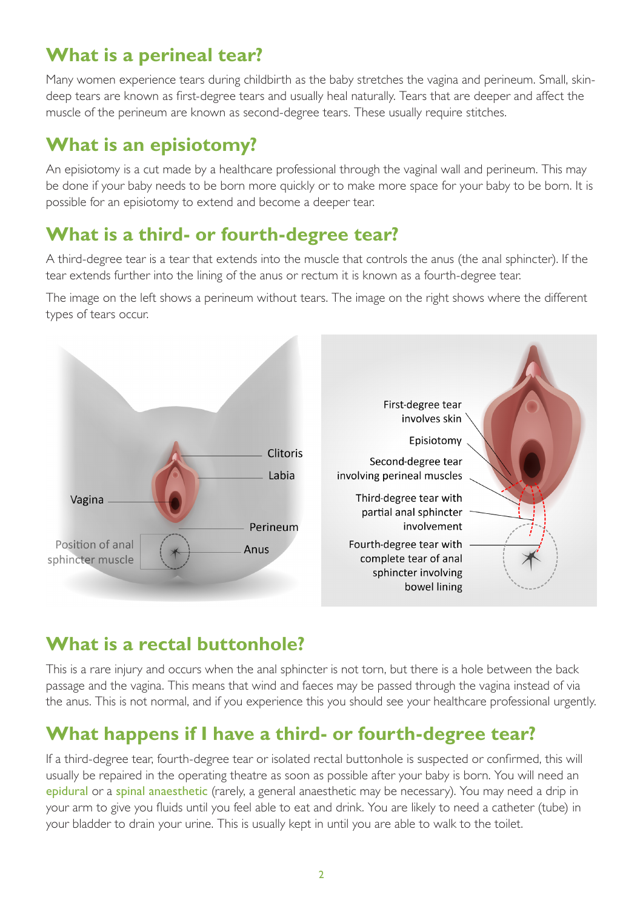## What is a perineal tear?

Many women experience tears during childbirth as the baby stretches the vagina and perineum. Small, skin-deep tears are known as first-degree tears and usually heal naturally. Tears that are deeper and affect the muscle of the perineum are known as second-degree tears. These usually require stitches.

## What is an episiotomy?

An episiotomy is a cut made by a healthcare professional through the vaginal wall and perineum. This may be done if your baby needs to be born more quickly or to make more space for your baby to be born. It is possible for an episiotomy to extend and become a deeper tear.

## What is a third- or fourth-degree tear?

A third-degree tear is a tear that extends into the muscle that controls the anus (the anal sphincter). If the tear extends further into the lining of the anus or rectum it is known as a fourth-degree tear.

The image on the left shows a perineum without tears. The image on the right shows where the different types of tears occur.

Clitoris
Labia
Vagina
Perineum
Position of anal sphincter muscle
Anus

First-degree tear involves skin
Episiotomy
Second-degree tear involving perineal muscles
Third-degree tear with partial anal sphincter involvement
Fourth-degree tear with complete tear of anal sphincter involving bowel lining

## What is a rectal buttonhole?

This is a rare injury and occurs when the anal sphincter is not torn, but there is a hole between the back passage and the vagina. This means that wind and faeces may be passed through the vagina instead of via the anus. This is not normal, and if you experience this you should see your healthcare professional urgently.

## What happens if I have a third- or fourth-degree tear?

If a third-degree tear, fourth-degree tear or isolated rectal buttonhole is suspected or confirmed, this will usually be repaired in the operating theatre as soon as possible after your baby is born. You will need an epidural or a spinal anaesthetic (rarely, a general anaesthetic may be necessary). You may need a drip in your arm to give you fluids until you feel able to eat and drink. You are likely to need a catheter (tube) in your bladder to drain your urine. This is usually kept in until you are able to walk to the toilet.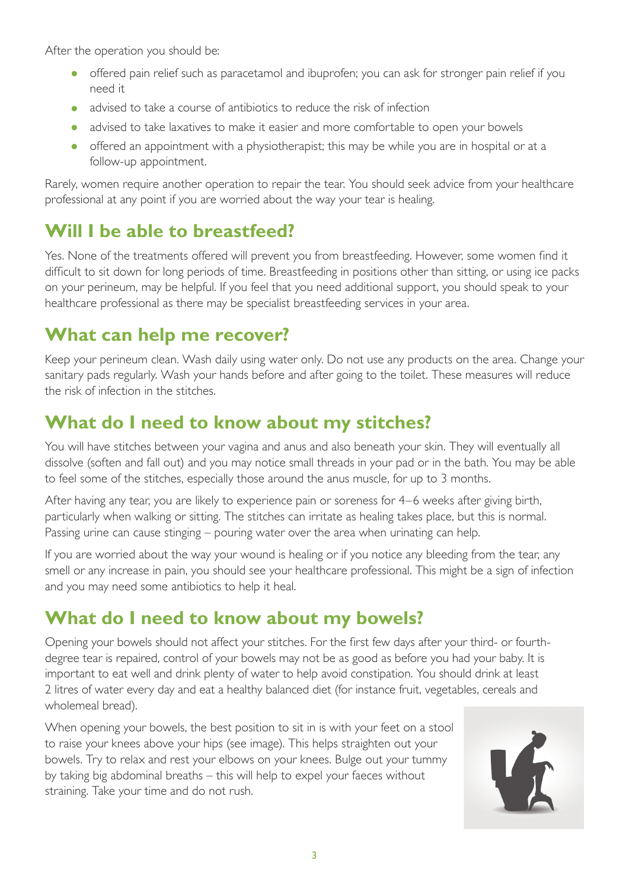After the operation you should be:

- offered pain relief such as paracetamol and ibuprofen; you can ask for stronger pain relief if you need it
- advised to take a course of antibiotics to reduce the risk of infection
- advised to take laxatives to make it easier and more comfortable to open your bowels
- offered an appointment with a physiotherapist; this may be while you are in hospital or at a follow-up appointment.

Rarely, women require another operation to repair the tear. You should seek advice from your healthcare professional at any point if you are worried about the way your tear is healing.

## Will I be able to breastfeed?

Yes. None of the treatments offered will prevent you from breastfeeding. However, some women find it difficult to sit down for long periods of time. Breastfeeding in positions other than sitting, or using ice packs on your perineum, may be helpful. If you feel that you need additional support, you should speak to your healthcare professional as there may be specialist breastfeeding services in your area.

## What can help me recover?

Keep your perineum clean. Wash daily using water only. Do not use any products on the area. Change your sanitary pads regularly. Wash your hands before and after going to the toilet. These measures will reduce the risk of infection in the stitches.

## What do I need to know about my stitches?

You will have stitches between your vagina and anus and also beneath your skin. They will eventually all dissolve (soften and fall out) and you may notice small threads in your pad or in the bath. You may be able to feel some of the stitches, especially those around the anus muscle, for up to 3 months.

After having any tear, you are likely to experience pain or soreness for 4–6 weeks after giving birth, particularly when walking or sitting. The stitches can irritate as healing takes place, but this is normal. Passing urine can cause stinging – pouring water over the area when urinating can help.

If you are worried about the way your wound is healing or if you notice any bleeding from the tear, any smell or any increase in pain, you should see your healthcare professional. This might be a sign of infection and you may need some antibiotics to help it heal.

## What do I need to know about my bowels?

Opening your bowels should not affect your stitches. For the first few days after your third- or fourth-degree tear is repaired, control of your bowels may not be as good as before you had your baby. It is important to eat well and drink plenty of water to help avoid constipation. You should drink at least 2 litres of water every day and eat a healthy balanced diet (for instance fruit, vegetables, cereals and wholemeal bread).

When opening your bowels, the best position to sit in is with your feet on a stool to raise your knees above your hips (see image). This helps straighten out your bowels. Try to relax and rest your elbows on your knees. Bulge out your tummy by taking big abdominal breaths – this will help to expel your faeces without straining. Take your time and do not rush.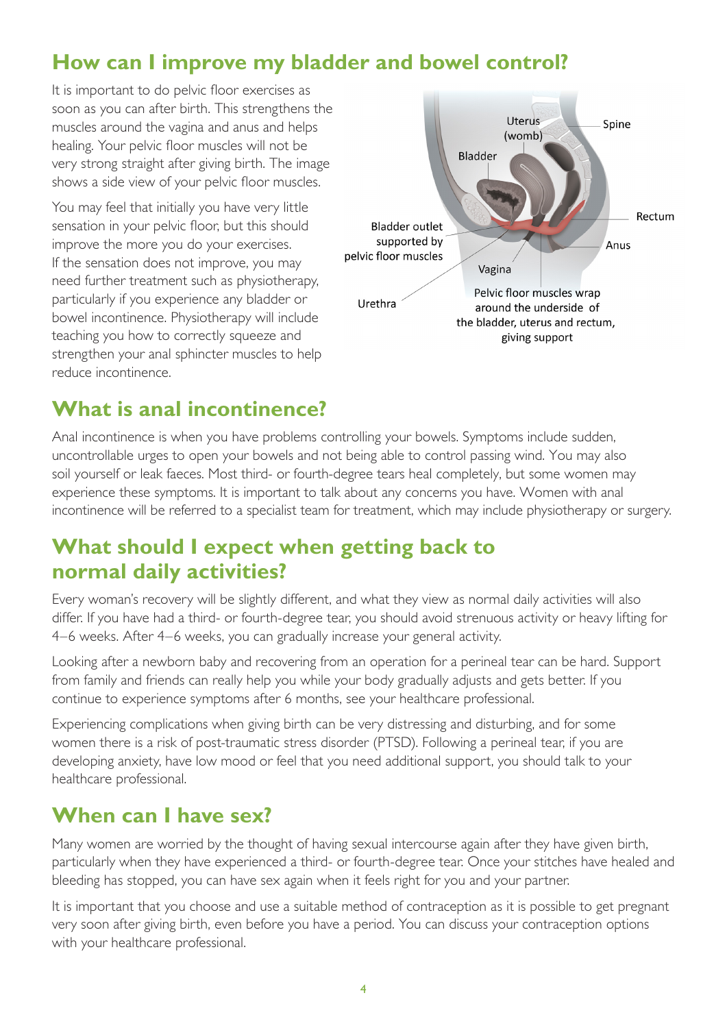## How can I improve my bladder and bowel control?

It is important to do pelvic floor exercises as soon as you can after birth. This strengthens the muscles around the vagina and anus and helps healing. Your pelvic floor muscles will not be very strong straight after giving birth. The image shows a side view of your pelvic floor muscles.

You may feel that initially you have very little sensation in your pelvic floor, but this should improve the more you do your exercises. If the sensation does not improve, you may need further treatment such as physiotherapy, particularly if you experience any bladder or bowel incontinence. Physiotherapy will include teaching you how to correctly squeeze and strengthen your anal sphincter muscles to help reduce incontinence.

Uterus (womb)
Spine
Bladder
Rectum
Bladder outlet supported by pelvic floor muscles
Anus
Vagina
Urethra
Pelvic floor muscles wrap around the underside of the bladder, uterus and rectum, giving support

## What is anal incontinence?

Anal incontinence is when you have problems controlling your bowels. Symptoms include sudden, uncontrollable urges to open your bowels and not being able to control passing wind. You may also soil yourself or leak faeces. Most third- or fourth-degree tears heal completely, but some women may experience these symptoms. It is important to talk about any concerns you have. Women with anal incontinence will be referred to a specialist team for treatment, which may include physiotherapy or surgery.

## What should I expect when getting back to normal daily activities?

Every woman's recovery will be slightly different, and what they view as normal daily activities will also differ. If you have had a third- or fourth-degree tear, you should avoid strenuous activity or heavy lifting for 4–6 weeks. After 4–6 weeks, you can gradually increase your general activity.

Looking after a newborn baby and recovering from an operation for a perineal tear can be hard. Support from family and friends can really help you while your body gradually adjusts and gets better. If you continue to experience symptoms after 6 months, see your healthcare professional.

Experiencing complications when giving birth can be very distressing and disturbing, and for some women there is a risk of post-traumatic stress disorder (PTSD). Following a perineal tear, if you are developing anxiety, have low mood or feel that you need additional support, you should talk to your healthcare professional.

## When can I have sex?

Many women are worried by the thought of having sexual intercourse again after they have given birth, particularly when they have experienced a third- or fourth-degree tear. Once your stitches have healed and bleeding has stopped, you can have sex again when it feels right for you and your partner.

It is important that you choose and use a suitable method of contraception as it is possible to get pregnant very soon after giving birth, even before you have a period. You can discuss your contraception options with your healthcare professional.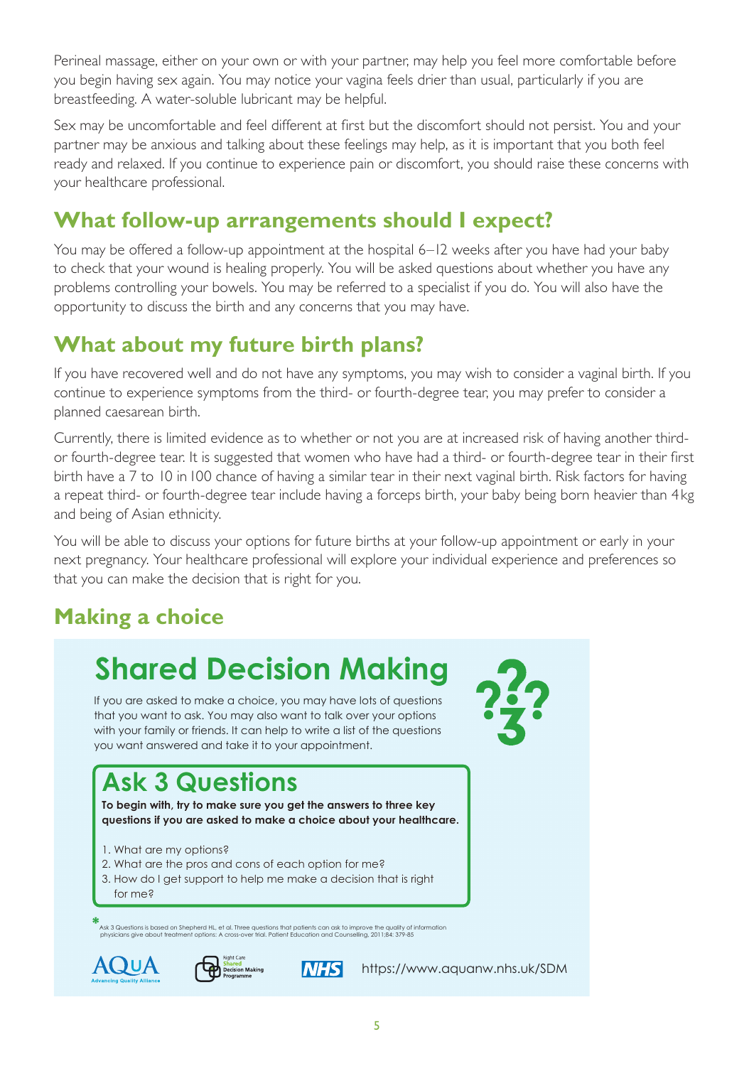Perineal massage, either on your own or with your partner, may help you feel more comfortable before you begin having sex again. You may notice your vagina feels drier than usual, particularly if you are breastfeeding. A water-soluble lubricant may be helpful.

Sex may be uncomfortable and feel different at first but the discomfort should not persist. You and your partner may be anxious and talking about these feelings may help, as it is important that you both feel ready and relaxed. If you continue to experience pain or discomfort, you should raise these concerns with your healthcare professional.

## What follow-up arrangements should I expect?

You may be offered a follow-up appointment at the hospital 6–12 weeks after you have had your baby to check that your wound is healing properly. You will be asked questions about whether you have any problems controlling your bowels. You may be referred to a specialist if you do. You will also have the opportunity to discuss the birth and any concerns that you may have.

## What about my future birth plans?

If you have recovered well and do not have any symptoms, you may wish to consider a vaginal birth. If you continue to experience symptoms from the third- or fourth-degree tear, you may prefer to consider a planned caesarean birth.

Currently, there is limited evidence as to whether or not you are at increased risk of having another third- or fourth-degree tear. It is suggested that women who have had a third- or fourth-degree tear in their first birth have a 7 to 10 in 100 chance of having a similar tear in their next vaginal birth. Risk factors for having a repeat third- or fourth-degree tear include having a forceps birth, your baby being born heavier than 4 kg and being of Asian ethnicity.

You will be able to discuss your options for future births at your follow-up appointment or early in your next pregnancy. Your healthcare professional will explore your individual experience and preferences so that you can make the decision that is right for you.

## Making a choice

### Shared Decision Making

If you are asked to make a choice, you may have lots of questions that you want to ask. You may also want to talk over your options with your family or friends. It can help to write a list of the questions you want answered and take it to your appointment.

### Ask 3 Questions

**To begin with, try to make sure you get the answers to three key questions if you are asked to make a choice about your healthcare.**

1. What are my options?
2. What are the pros and cons of each option for me?
3. How do I get support to help me make a decision that is right for me?

* Ask 3 Questions is based on Shepherd HL, et al. Three questions that patients can ask to improve the quality of information physicians give about treatment options: A cross-over trial. Patient Education and Counselling, 2011;84: 379-85

AQuA Advancing Quality Alliance | Right Care Shared Decision Making Programme | NHS

https://www.aquanw.nhs.uk/SDM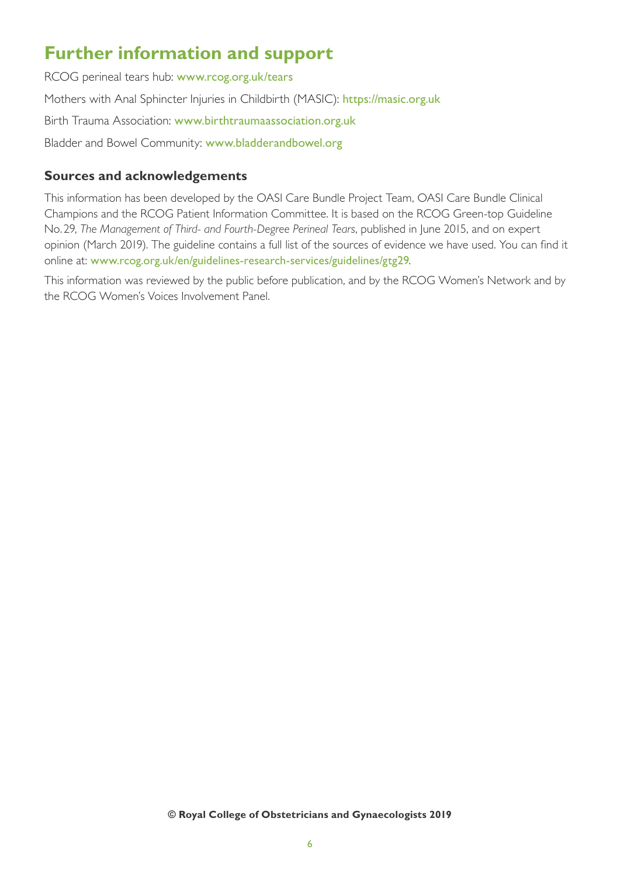## Further information and support

RCOG perineal tears hub: www.rcog.org.uk/tears

Mothers with Anal Sphincter Injuries in Childbirth (MASIC): https://masic.org.uk

Birth Trauma Association: www.birthtraumaassociation.org.uk

Bladder and Bowel Community: www.bladderandbowel.org

### Sources and acknowledgements

This information has been developed by the OASI Care Bundle Project Team, OASI Care Bundle Clinical Champions and the RCOG Patient Information Committee. It is based on the RCOG Green-top Guideline No. 29, *The Management of Third- and Fourth-Degree Perineal Tears*, published in June 2015, and on expert opinion (March 2019). The guideline contains a full list of the sources of evidence we have used. You can find it online at: www.rcog.org.uk/en/guidelines-research-services/guidelines/gtg29.

This information was reviewed by the public before publication, and by the RCOG Women's Network and by the RCOG Women's Voices Involvement Panel.

**© Royal College of Obstetricians and Gynaecologists 2019**